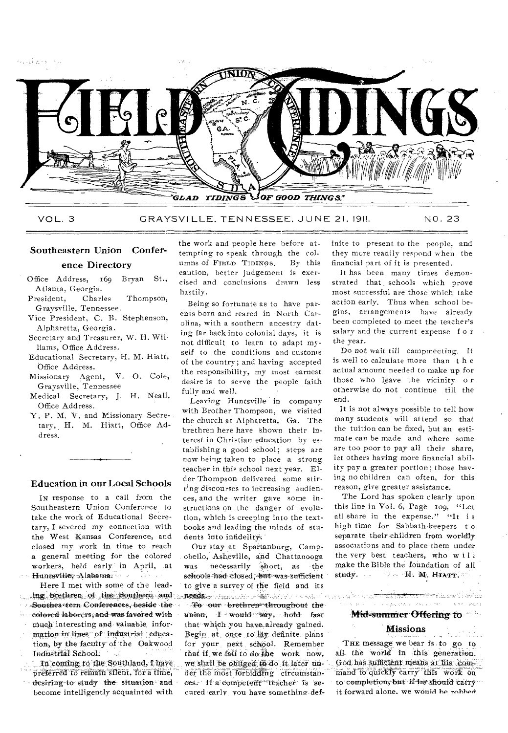# FIELD TIDINGS

"GLAD TIDINGS OF GOOD THINGS."

VOL. 3 GRAYSVILLE, TENNESSEE, JUNE 21, 1911. NO. 23

## Southeastern Union Conference Directory

Office Address, 169 Bryan St., Atlanta, Georgia.

President, Charles Thompson, Graysville, Tennessee.

Vice President, C. B. Stephenson, Alpharetta, Georgia.

Secretary and Treasurer, W. H. Williams, Office Address.

Educational Secretary, H. M. Hiatt, Office Address.

Missionary Agent, V. O. Cole, Graysville, Tennessee

Medical Secretary, J. H. Neall, Office Address.

Y. P. M. V. and Missionary Secretary, H. M. Hiatt, Office Address.

## Education in our Local Schools

IN response to a call from the Southeastern Union Conference to take the work of Educational Secretary, I severed my connection with the West Kansas Conference, and closed my work in time to reach a general meeting for the colored workers, held early in April, at Huntsville, Alabama.

Here I met with some of the leading brethren of the Southern and Southeastern Conferences, beside the colored laborers, and was favored with much interesting and valuable information in lines of industrial education, by the faculty of the Oakwood Industrial School.

In coming to the Southland, I have preferred to remain silent, for a time, desiring to study the situation and become intelligently acquainted with the work and people here before attempting to speak through the columns of FIELD TIDINGS. By this caution, better judgement is exercised and conclusions drawn less hastily.

Being so fortunate as to have parents born and reared in North Carolina, with a southern ancestry dating far back into colonial days, it is not difficult to learn to adapt myself to the conditions and customs of the country; and having accepted the responsibility, my most earnest desire is to serve the people faithfully and well.

Leaving Huntsville in company with Brother Thompson, we visited the church at Alpharetta, Ga. The brethren here have shown their interest in Christian education by establishing a good school; steps are now being taken to place a strong teacher in this school next year. Elder Thompson delivered some stirring discourses to increasing audiences, and the writer gave some instructions on the danger of evolution, which is creeping into the textbooks and leading the minds of students into infidelity.

Our stay at Spartanburg, Campobello, Asheville, and Chattanooga was necessarily short, as the schools had closed, but was sufficient to give a survey of the field and its needs.

To our brethren throughout the union, I would say, hold fast that which you have already gained. Begin at once to lay definite plans for your next school. Remember that if we fail to do the work now, we shall be obliged to do it later under the most forbidding circumstances. If a competent teacher is secured early, you have something definite to present to the people, and they more readily respond when the financial part of it is presented.

It has been many times demonstrated that schools which prove most successful are those which take action early. Thus when school begins, arrangements have already been completed to meet the teacher's salary and the current expense for the year.

Do not wait till campmeeting. It is well to calculate more than the actual amount needed to make up for those who leave the vicinity or otherwise do not continue till the end.

It is not always possible to tell how many students will attend so that the tuition can be fixed, but an estimate can be made and where some are too poor to pay all their share, let others having more financial ability pay a greater portion; those having no children can often, for this reason, give greater assistance.

The Lord has spoken clearly upon this line in Vol. 6, Page 109, "Let all share in the expense." "It is high time for Sabbath-keepers to separate their children from worldly associations and to place them under the very best teachers, who will make the Bible the foundation of all study.

H. M. HIATT.

## Mid-summer Offering to Missions

THE message we bear is to go to all the world in this generation. God has sufficient means at his command to quickly carry this work on to completion, but if he should carry it forward alone, we would be robbed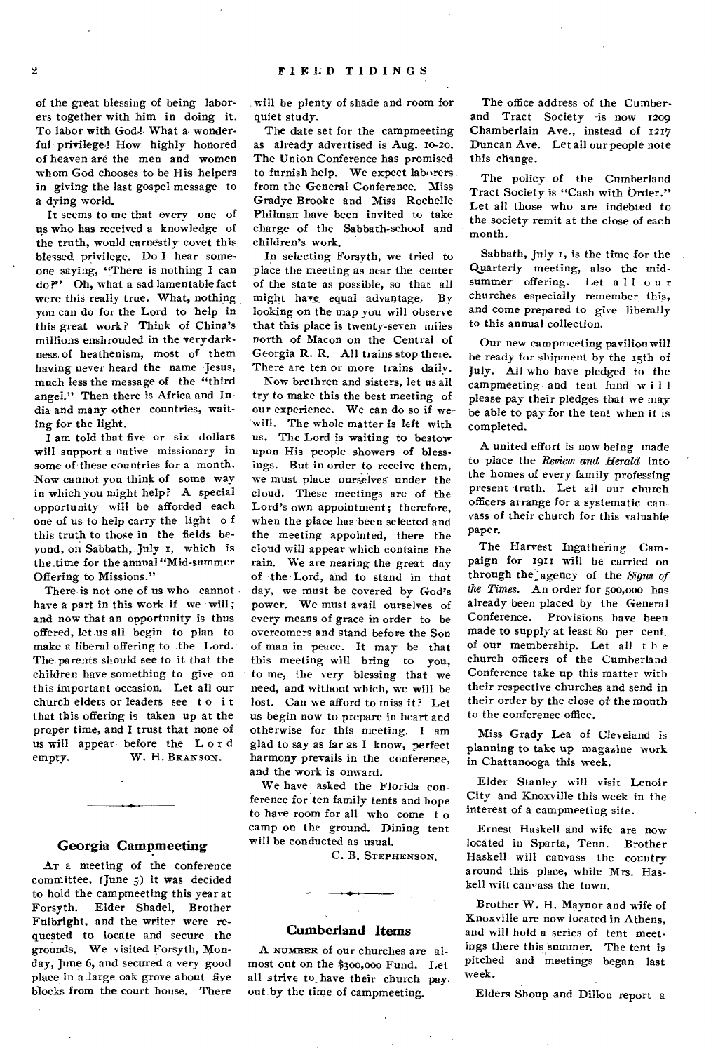of the great blessing of being laborers together with him in doing it. To labor with God! What a wonderful privilege! How highly honored of heaven are the men and women whom God chooses to be His helpers in giving the last gospel message to a dying world.

It seems to me that every one of us who has received a knowledge of the truth, would earnestly covet this blessed privilege. Do I hear someone saying, "There is nothing I can do?" Oh, what a sad lamentable fact were this really true. What, nothing you can do for the Lord to help in this great work? Think of China's millions enshrouded in the very darkness of heathenism, most of them having never heard the name Jesus, much less the message of the "third angel." Then there is Africa and India and many other countries, waiting for the light.

I am told that five or six dollars will support a native missionary in some of these countries for a month. Now cannot you think of some way in which you might help? A special opportunity will be afforded each one of us to help carry the light of this truth to those in the fields beyond, on Sabbath, July 1, which is the time for the annual "Mid-summer Offering to Missions."

There is not one of us who cannot have a part in this work if we will; and now that an opportunity is thus offered, let us all begin to plan to make a liberal offering to the Lord. The parents should see to it that the children have something to give on this important occasion. Let all our church elders or leaders see to it that this offering is taken up at the proper time, and I trust that none of us will appear before the Lord empty.

W. H. BRANSON.

## Georgia Campmeeting

AT a meeting of the conference committee, (June 5) it was decided to hold the campmeeting this year at Forsyth. Elder Shadel, Brother Fulbright, and the writer were requested to locate and secure the grounds. We visited Forsyth, Monday, June 6, and secured a very good place in a large oak grove about five blocks from the court house. There will be plenty of shade and room for quiet study.

The date set for the campmeeting as already advertised is Aug. 10-20. The Union Conference has promised to furnish help. We expect laborers from the General Conference. Miss Gradye Brooke and Miss Rochelle Philman have been invited to take charge of the Sabbath-school and children's work.

In selecting Forsyth, we tried to place the meeting as near the center of the state as possible, so that all might have equal advantage. By looking on the map you will observe that this place is twenty-seven miles north of Macon on the Central of Georgia R. R. All trains stop there. There are ten or more trains daily.

Now brethren and sisters, let us all try to make this the best meeting of our experience. We can do so if we will. The whole matter is left with us. The Lord is waiting to bestow upon His people showers of blessings. But in order to receive them, we must place ourselves under the cloud. These meetings are of the Lord's own appointment; therefore, when the place has been selected and the meeting appointed, there the cloud will appear which contains the rain. We are nearing the great day of the Lord, and to stand in that day, we must be covered by God's power. We must avail ourselves of every means of grace in order to be overcomers and stand before the Son of man in peace. It may be that this meeting will bring to you, to me, the very blessing that we need, and without which, we will be lost. Can we afford to miss it? Let us begin now to prepare in heart and otherwise for this meeting. I am glad to say as far as I know, perfect harmony prevails in the conference, and the work is onward.

We have asked the Florida conference for ten family tents and hope to have room for all who come to camp on the ground. Dining tent will be conducted as usual.

C. B. STEPHENSON.

## Cumberland Items

A NUMBER of our churches are almost out on the $300,000 Fund. Let all strive to have their church pay out by the time of campmeeting.

The office address of the Cumberland Tract Society is now 1209 Chamberlain Ave., instead of 1217 Duncan Ave. Let all our people note this change.

The policy of the Cumberland Tract Society is "Cash with Order." Let all those who are indebted to the society remit at the close of each month.

Sabbath, July 1, is the time for the Quarterly meeting, also the midsummer offering. Let all our churches especially remember this, and come prepared to give liberally to this annual collection.

Our new campmeeting pavilion will be ready for shipment by the 15th of July. All who have pledged to the campmeeting and tent fund will please pay their pledges that we may be able to pay for the tent when it is completed.

A united effort is now being made to place the *Review and Herald* into the homes of every family professing present truth. Let all our church officers arrange for a systematic canvass of their church for this valuable paper.

The Harvest Ingathering Campaign for 1911 will be carried on through the agency of the *Signs of the Times*. An order for 500,000 has already been placed by the General Conference. Provisions have been made to supply at least 80 per cent. of our membership. Let all the church officers of the Cumberland Conference take up this matter with their respective churches and send in their order by the close of the month to the conferenee office.

Miss Grady Lea of Cleveland is planning to take up magazine work in Chattanooga this week.

Elder Stanley will visit Lenoir City and Knoxville this week in the interest of a campmeeting site.

Ernest Haskell and wife are now located in Sparta, Tenn. Brother Haskell will canvass the country around this place, while Mrs. Haskell will canvass the town.

Brother W. H. Maynor and wife of Knoxville are now located in Athens, and will hold a series of tent meetings there this summer. The tent is pitched and meetings began last week.

Elders Shoup and Dillon report a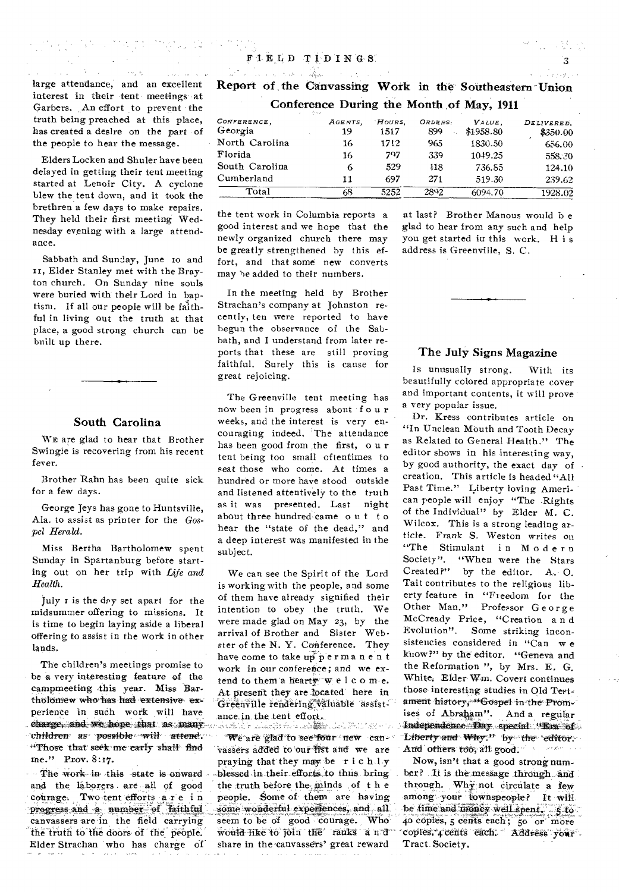large attendance, and an excellent interest in their tent meetings at Garbers. An effort to prevent the truth being preached at this place, has created a desire on the part of the people to hear the message.

Elders Locken and Shuler have been delayed in getting their tent meeting started at Lenoir City. A cyclone blew the tent down, and it took the brethren a few days to make repairs. They held their first meeting Wednesday evening with a large attendance.

Sabbath and Sunday, June 10 and 11, Elder Stanley met with the Brayton church. On Sunday nine souls were buried with their Lord in baptism. If all our people will be faithful in living out the truth at that place, a good strong church can be built up there.

## South Carolina

WE are glad to hear that Brother Swingle is recovering from his recent fever.

Brother Rahn has been quite sick for a few days.

George Jeys has gone to Huntsville, Ala. to assist as printer for the *Gospel Herald*.

Miss Bertha Bartholomew spent Sunday in Spartanburg before starting out on her trip with *Life and Health*.

July 1 is the day set apart for the midsummer offering to missions. It is time to begin laying aside a liberal offering to assist in the work in other lands.

The children's meetings promise to be a very interesting feature of the campmeeting this year. Miss Bartholomew who has had extensive experience in such work will have charge, and we hope that as many children as possible will attend. "Those that seek me early shall find me." Prov. 8:17.

The work in this state is onward and the laborers are all of good courage. Two tent efforts are in progress and a number of faithful canvassers are in the field carrying the truth to the doors of the people. Elder Strachan who has charge of the tent work in Columbia reports a good interest and we hope that the newly organized church there may be greatly strengthened by this effort, and that some new converts may be added to their numbers.

In the meeting held by Brother Strachan's company at Johnston recently, ten were reported to have begun the observance of the Sabbath, and I understand from later reports that these are still proving faithful. Surely this is cause for great rejoicing.

The Greenville tent meeting has now been in progress about four weeks, and the interest is very encouraging indeed. The attendance has been good from the first, our tent being too small oftentimes to seat those who come. At times a hundred or more have stood outside and listened attentively to the truth as it was presented. Last night about three hundred came out to hear the "state of the dead," and a deep interest was manifested in the subject.

We can see the Spirit of the Lord is working with the people, and some of them have already signified their intention to obey the truth. We were made glad on May 23, by the arrival of Brother and Sister Webster of the N. Y. Conference. They have come to take up permanent work in our conference; and we extend to them a hearty welcome. At present they are located here in Greenville rendering valuable assistance in the tent effort.

We are glad to see four new canvassers added to our list and we are praying that they may be richly blessed in their efforts to thus bring the truth before the minds of the people. Some of them are having some wonderful experiences, and all seem to be of good courage. Who would like to join the ranks and share in the canvassers' great reward at last? Brother Manous would be glad to hear from any such and help you get started in this work. His address is Greenville, S. C.

## Report of the Canvassing Work in the Southeastern Union Conference During the Month of May, 1911

| CONFERENCE, | AGENTS, | HOURS, | ORDERS, | VALUE, | DELIVERED, |
|---|---|---|---|---|---|
| Georgia | 19 | 1517 | 899 | $1958.80 | $350.00 |
| North Carolina | 16 | 1712 | 965 | 1830.50 | 656.00 |
| Florida | 16 | 797 | 339 | 1049.25 | 558.30 |
| South Carolina | 6 | 529 | 418 | 736.85 | 124.10 |
| Cumberland | 11 | 697 | 271 | 519.30 | 239.62 |
| Total | 68 | 5252 | 2892 | 6094.70 | 1928.02 |

## The July Signs Magazine

Is unusually strong. With its beautifully colored appropriate cover and important contents, it will prove a very popular issue.

Dr. Kress contributes article on "In Unclean Mouth and Tooth Decay as Related to General Health." The editor shows in his interesting way, by good authority, the exact day of creation. This article is headed "All Past Time." Liberty loving American people will enjoy "The Rights of the Individual" by Elder M. C. Wilcox. This is a strong leading article. Frank S. Weston writes on "The Stimulant in Modern Society". "When were the Stars Created?" by the editor. A. O. Tait contributes to the religious liberty feature in "Freedom for the Other Man." Professor George McCready Price, "Creation and Evolution". Some striking inconsistencies considered in "Can we know?" by the editor. "Geneva and the Reformation ", by Mrs. E. G. White. Elder Wm. Covert continues those interesting studies in Old Testament history, "Gospel in the Promises of Abraham". And a regular Independence Day special "Era of Liberty and Why." by the editor. And others too, all good.

Now, isn't that a good strong number? It is the message through and through. Why not circulate a few among your townspeople? It will be time and money well spent. 5 to 40 copies, 5 cents each; 50 or more copies, 4 cents each. Address your Tract Society.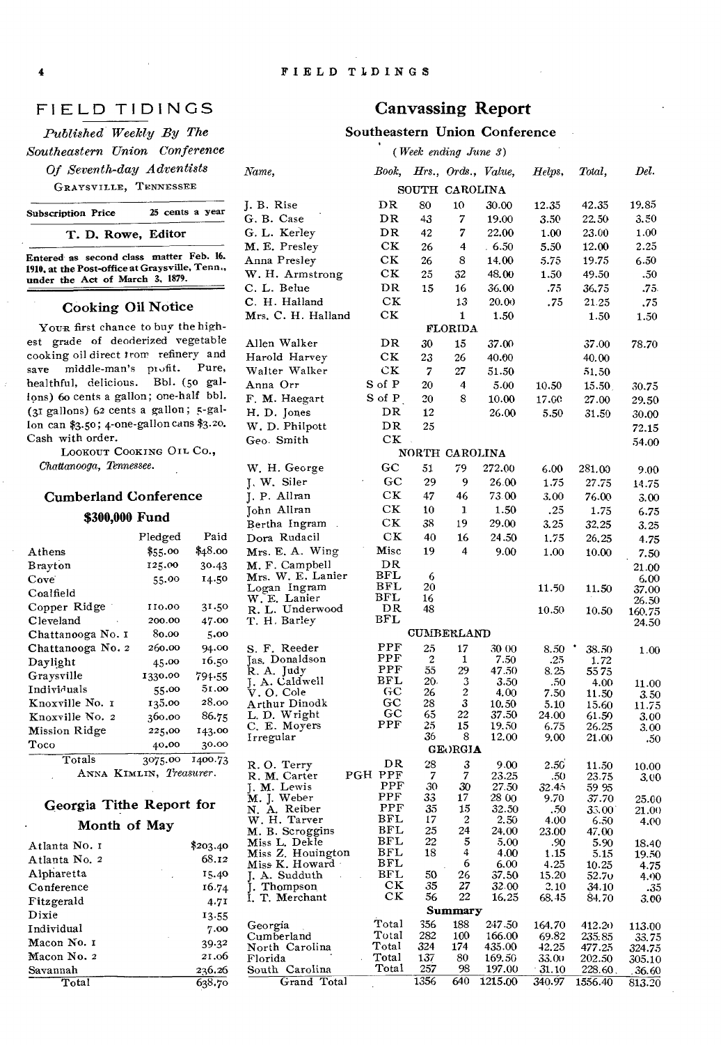# FIELD TIDINGS

*Published Weekly By The Southeastern Union Conference Of Seventh-day Adventists*

GRAYSVILLE, TENNESSEE

**Subscription Price** 25 cents a year

**T. D. Rowe, Editor**

**Entered as second class matter Feb. 16, 1910, at the Post-office at Graysville, Tenn., under the Act of March 3, 1879.**

## Cooking Oil Notice

YOUR first chance to buy the highest grade of deoderized vegetable cooking oil direct from refinery and save middle-man's profit. Pure, healthful, delicious. Bbl. (50 gallons) 60 cents a gallon; one-half bbl. (31 gallons) 62 cents a gallon; 5-gallon can $3.50; 4-one-gallon cans $3.20. Cash with order.

LOOKOUT COOKING OIL CO.,
*Chattanooga, Tennessee.*

## Cumberland Conference

### $300,000 Fund

| | Pledged | Paid |
|---|---|---|
| Athens | $55.00 | $48.00 |
| Brayton | 125.00 | 30.43 |
| Cove | 55.00 | 14.50 |
| Coalfield | | |
| Copper Ridge | 110.00 | 31.50 |
| Cleveland | 200.00 | 47.00 |
| Chattanooga No. 1 | 80.00 | 5.00 |
| Chattanooga No. 2 | 260.00 | 94.00 |
| Daylight | 45.00 | 16.50 |
| Graysville | 1330.00 | 794.55 |
| Individuals | 55.00 | 51.00 |
| Knoxville No. 1 | 135.00 | 28.00 |
| Knoxville No. 2 | 360.00 | 86.75 |
| Mission Ridge | 225.00 | 143.00 |
| Toco | 40.00 | 30.00 |
| Totals | 3075.00 | 1400.73 |

ANNA KIMLIN, *Treasurer.*

## Georgia Tithe Report for Month of May

| | |
|---|---|
| Atlanta No. 1 | $203.40 |
| Atlanta No. 2 | 68.12 |
| Alpharetta | 15.40 |
| Conference | 16.74 |
| Fitzgerald | 4.71 |
| Dixie | 13.55 |
| Individual | 7.00 |
| Macon No. 1 | 39.32 |
| Macon No. 2 | 21.06 |
| Savannah | 236.26 |
| Total | 638.70 |

## Canvassing Report

### Southeastern Union Conference

*(Week ending June 3)*

| *Name,* | *Book,* | *Hrs.,* | *Ords.,* | *Value,* | *Helps,* | *Total,* | *Del.* |
|---|---|---|---|---|---|---|---|
| | | SOUTH CAROLINA | | | | | |
| J. B. Rise | DR | 80 | 10 | 30.00 | 12.35 | 42.35 | 19.85 |
| G. B. Case | DR | 43 | 7 | 19.00 | 3.50 | 22.50 | 3.50 |
| G. L. Kerley | DR | 42 | 7 | 22.00 | 1.00 | 23.00 | 1.00 |
| M. E. Presley | CK | 26 | 4 | 6.50 | 5.50 | 12.00 | 2.25 |
| Anna Presley | CK | 26 | 8 | 14.00 | 5.75 | 19.75 | 6.50 |
| W. H. Armstrong | CK | 25 | 32 | 48.00 | 1.50 | 49.50 | .50 |
| C. L. Belue | DR | 15 | 16 | 36.00 | .75 | 36.75 | .75 |
| C. H. Halland | CK | | 13 | 20.00 | .75 | 21.25 | .75 |
| Mrs. C. H. Halland | CK | | 1 | 1.50 | | 1.50 | 1.50 |
| | | FLORIDA | | | | | |
| Allen Walker | DR | 30 | 15 | 37.00 | | 37.00 | 78.70 |
| Harold Harvey | CK | 23 | 26 | 40.00 | | 40.00 | |
| Walter Walker | CK | 7 | 27 | 51.50 | | 51.50 | |
| Anna Orr | S of P | 20 | 4 | 5.00 | 10.50 | 15.50 | 30.75 |
| F. M. Haegart | S of P | 20 | 8 | 10.00 | 17.00 | 27.00 | 29.50 |
| H. D. Jones | DR | 12 | | 26.00 | 5.50 | 31.50 | 30.00 |
| W. D. Philpott | DR | 25 | | | | | 72.15 |
| Geo. Smith | CK | | | | | | 54.00 |
| | | NORTH CAROLINA | | | | | |
| W. H. George | GC | 51 | 79 | 272.00 | 6.00 | 281.00 | 9.00 |
| J. W. Siler | GC | 29 | 9 | 26.00 | 1.75 | 27.75 | 14.75 |
| J. P. Allran | CK | 47 | 46 | 73.00 | 3.00 | 76.00 | 3.00 |
| John Allran | CK | 10 | 1 | 1.50 | .25 | 1.75 | 6.75 |
| Bertha Ingram | CK | 38 | 19 | 29.00 | 3.25 | 32.25 | 3.25 |
| Dora Rudacil | CK | 40 | 16 | 24.50 | 1.75 | 26.25 | 4.75 |
| Mrs. E. A. Wing | Misc | 19 | 4 | 9.00 | 1.00 | 10.00 | 7.50 |
| M. F. Campbell | DR | | | | | | 21.00 |
| Mrs. W. E. Lanier | BFL | 6 | | | | | 6.00 |
| Logan Ingram | BFL | 20 | | | 11.50 | 11.50 | 37.00 |
| W. E. Lanier | BFL | 16 | | | | | 26.50 |
| R. L. Underwood | DR | 48 | | | 10.50 | 10.50 | 160.75 |
| T. H. Barley | BFL | | | | | | 24.50 |
| | | CUMBERLAND | | | | | |
| S. F. Reeder | PPF | 25 | 17 | 30.00 | 8.50 | 38.50 | 1.00 |
| Jas. Donaldson | PPF | 2 | 1 | 7.50 | .25 | 1.72 | |
| R. A. Judy | PPF | 55 | 29 | 47.50 | 8.25 | 55.75 | |
| J. A. Caldwell | BFL | 20 | 3 | 3.50 | .50 | 4.00 | 11.00 |
| V. O. Cole | GC | 26 | 2 | 4.00 | 7.50 | 11.50 | 3.50 |
| Arthur Dinodk | GC | 28 | 3 | 10.50 | 5.10 | 15.60 | 11.75 |
| L. D. Wright | GC | 65 | 22 | 37.50 | 24.00 | 61.50 | 3.00 |
| C. E. Moyers | PPF | 25 | 15 | 19.50 | 6.75 | 26.25 | 3.00 |
| Irregular | | 36 | 8 | 12.00 | 9.00 | 21.00 | .50 |
| | | GEORGIA | | | | | |
| R. O. Terry | DR | 28 | 3 | 9.00 | 2.50 | 11.50 | 10.00 |
| R. M. Carter | PGH PPF | 7 | 7 | 23.25 | .50 | 23.75 | 3.00 |
| J. M. Lewis | PPF | 30 | 30 | 27.50 | 32.45 | 59.95 | |
| M. J. Weber | PPF | 33 | 17 | 28.00 | 9.70 | 37.70 | 25.00 |
| N. A. Reiber | PPF | 35 | 15 | 32.50 | .50 | 33.00 | 21.00 |
| W. H. Tarver | BFL | 17 | 2 | 2.50 | 4.00 | 6.50 | 4.00 |
| M. B. Scroggins | BFL | 25 | 24 | 24.00 | 23.00 | 47.00 | |
| Miss L. Dekle | BFL | 22 | 5 | 5.00 | .90 | 5.90 | 18.40 |
| Miss Z. Houington | BFL | 18 | 4 | 4.00 | 1.15 | 5.15 | 19.50 |
| Miss K. Howard | BFL | | 6 | 6.00 | 4.25 | 10.25 | 4.75 |
| J. A. Sudduth | BFL | 50 | 26 | 37.50 | 15.20 | 52.70 | 4.00 |
| J. Thompson | CK | 35 | 27 | 32.00 | 2.10 | 34.10 | .35 |
| I. T. Merchant | CK | 56 | 22 | 16.25 | 68.45 | 84.70 | 3.00 |
| | | **Summary** | | | | | |
| Georgia | Total | 356 | 188 | 247.50 | 164.70 | 412.20 | 113.00 |
| Cumberland | Total | 282 | 100 | 166.00 | 69.82 | 235.85 | 33.75 |
| North Carolina | Total | 324 | 174 | 435.00 | 42.25 | 477.25 | 324.75 |
| Florida | Total | 137 | 80 | 169.50 | 33.00 | 202.50 | 305.10 |
| South Carolina | Total | 257 | 98 | 197.00 | 31.10 | 228.60 | 36.60 |
| Grand Total | | 1356 | 640 | 1215.00 | 340.97 | 1556.40 | 813.20 |